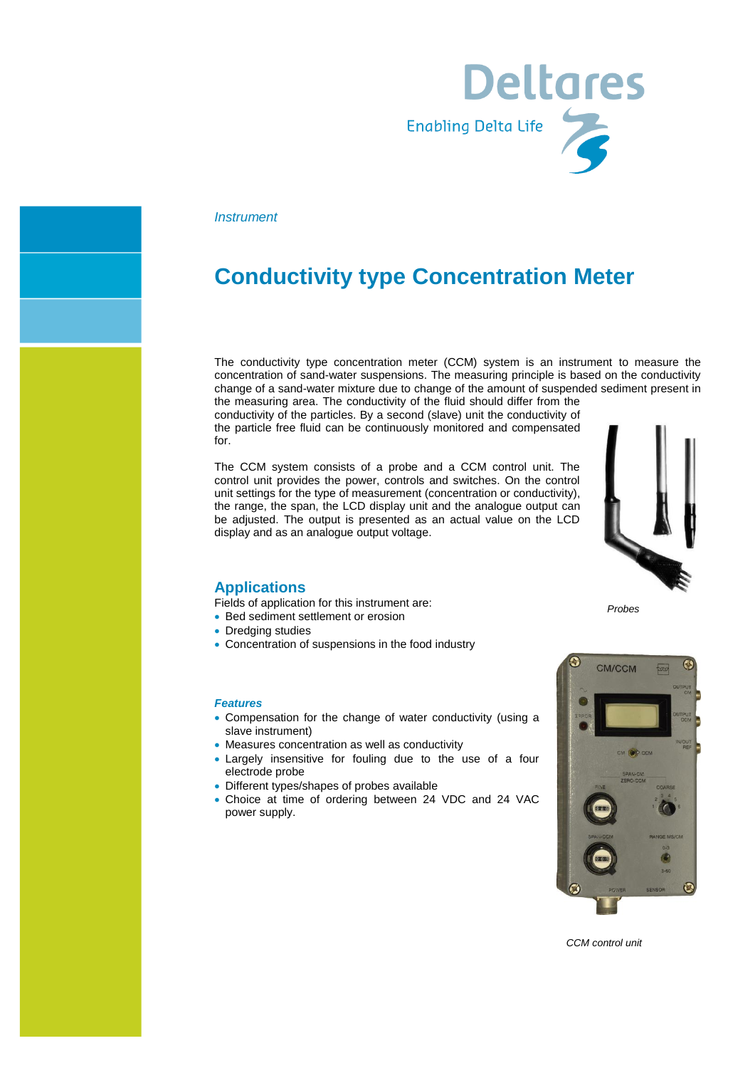*Instrument*

# Conductivity type Concentration Meter

The conductivity type concentration meter (CCM) system is an instrument to measure the concentration of sand-water suspensions. The measuring principle is based on the conductivity change of a sand-water mixture due to change of the amount of suspended sediment present in the measuring area. The conductivity of the fluid should differ from the conductivity of the particles. By a second (slave) unit the conductivity of the particle free fluid can be continuously monitored and compensated for.

The CCM system consists of a probe and a CCM control unit. The control unit provides the power, controls and switches. On the control unit settings for the type of measurement (concentration or conductivity), the range, the span, the LCD display unit and the analogue output can be adjusted. The output is presented as an actual value on the LCD display and as an analogue output voltage.

*Probes*

## Applications

Fields of application for this instrument are:

- Bed sediment settlement or erosion
- Dredging studies
- Concentration of suspensions in the food industry

### *Features*

- Compensation for the change of water conductivity (using a slave instrument)
- Measures concentration as well as conductivity
- Largely insensitive for fouling due to the use of a four electrode probe
- Different types/shapes of probes available
- Choice at time of ordering between 24 VDC and 24 VAC power supply.

*CCM control unit*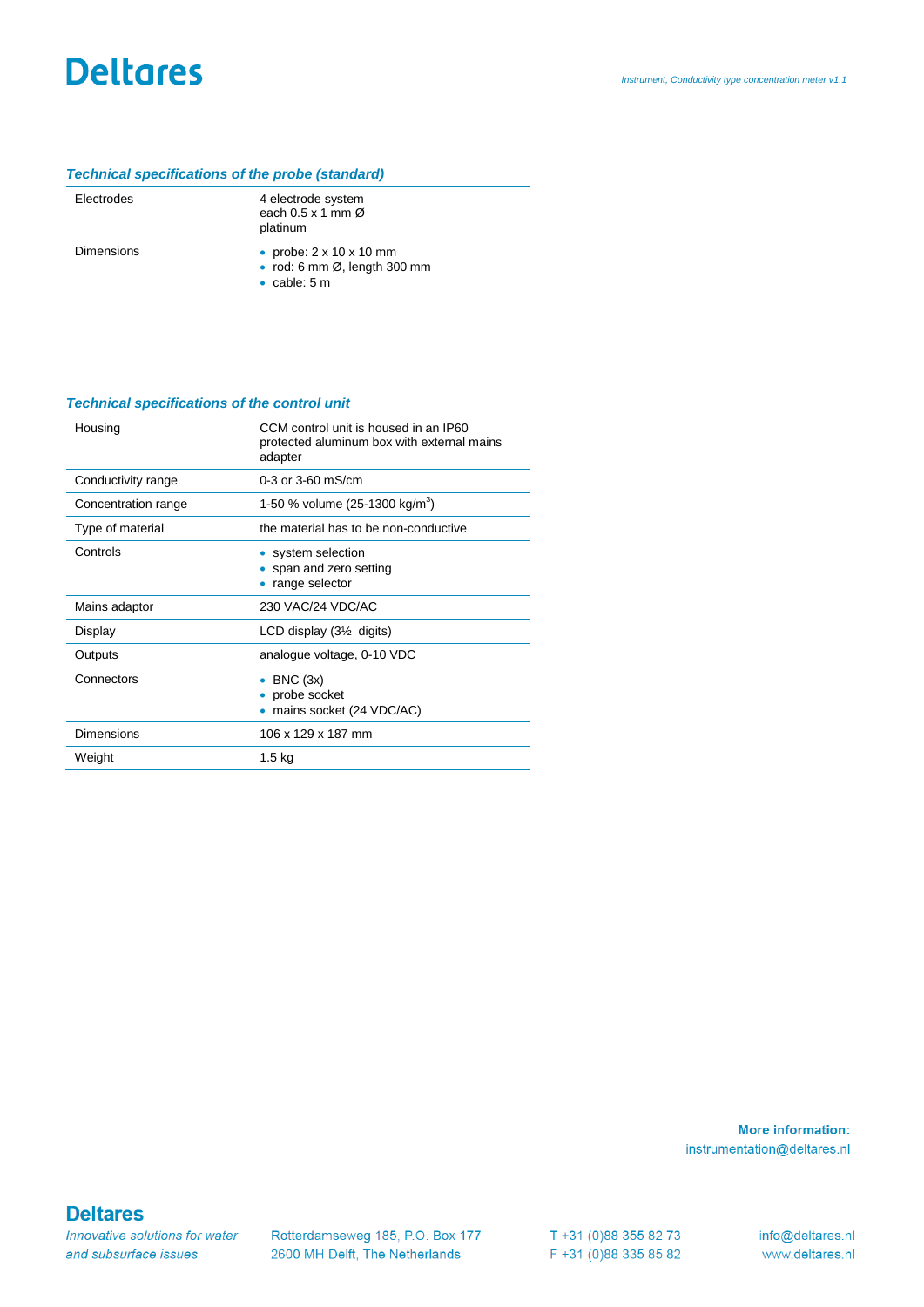### *Technical specifications of the probe (standard)*

| | |
|---|---|
| Electrodes | 4 electrode system<br>each 0.5 x 1 mm Ø<br>platinum |
| Dimensions | • probe: 2 x 10 x 10 mm<br>• rod: 6 mm Ø, length 300 mm<br>• cable: 5 m |

### *Technical specifications of the control unit*

| | |
|---|---|
| Housing | CCM control unit is housed in an IP60 protected aluminum box with external mains adapter |
| Conductivity range | 0-3 or 3-60 mS/cm |
| Concentration range | 1-50 % volume (25-1300 kg/m$^3$) |
| Type of material | the material has to be non-conductive |
| Controls | • system selection<br>• span and zero setting<br>• range selector |
| Mains adaptor | 230 VAC/24 VDC/AC |
| Display | LCD display (3½ digits) |
| Outputs | analogue voltage, 0-10 VDC |
| Connectors | • BNC (3x)<br>• probe socket<br>• mains socket (24 VDC/AC) |
| Dimensions | 106 x 129 x 187 mm |
| Weight | 1.5 kg |

**More information:**
instrumentation@deltares.nl

**Deltares**
*Innovative solutions for water and subsurface issues*

Rotterdamseweg 185, P.O. Box 177
2600 MH Delft, The Netherlands

T +31 (0)88 355 82 73
F +31 (0)88 335 85 82

info@deltares.nl
www.deltares.nl